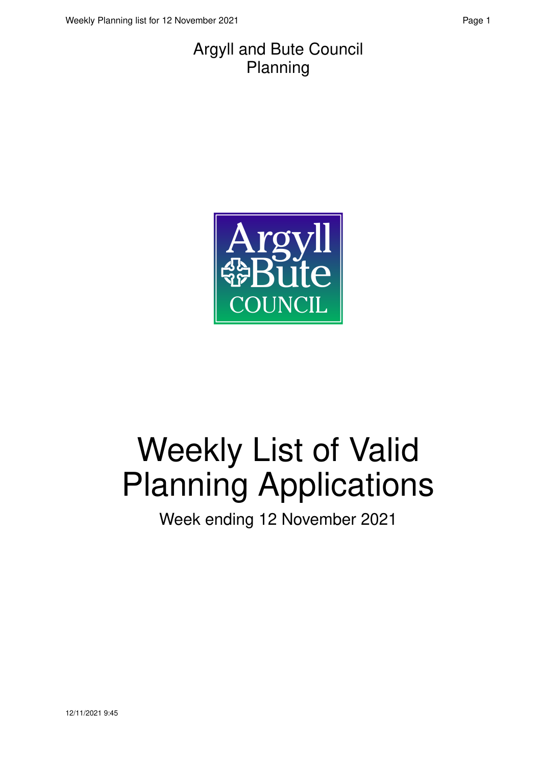Argyll and Bute Council
Planning

# Weekly List of Valid Planning Applications

Week ending 12 November 2021

12/11/2021 9:45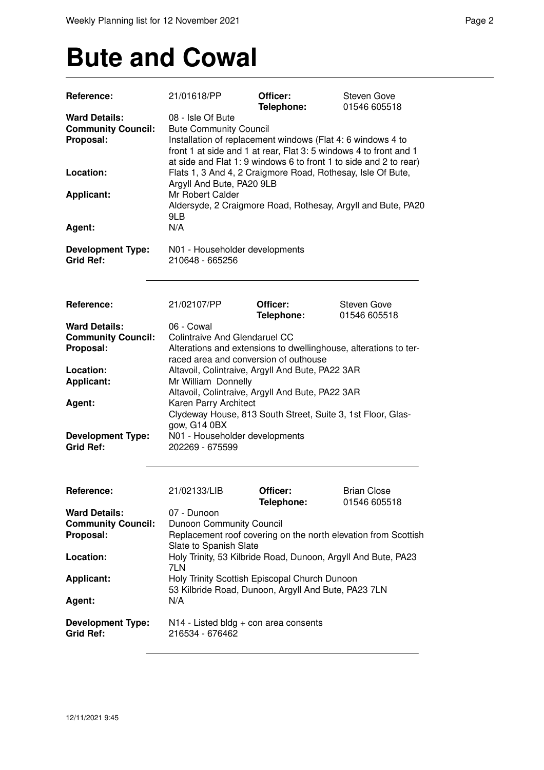# Bute and Cowal

| | | | |
|---|---|---|---|
| **Reference:** | 21/01618/PP | **Officer:** **Telephone:** | Steven Gove 01546 605518 |
| **Ward Details:** | 08 - Isle Of Bute | | |
| **Community Council:** | Bute Community Council | | |
| **Proposal:** | Installation of replacement windows (Flat 4: 6 windows 4 to front 1 at side and 1 at rear, Flat 3: 5 windows 4 to front and 1 at side and Flat 1: 9 windows 6 to front 1 to side and 2 to rear) | | |
| **Location:** | Flats 1, 3 And 4, 2 Craigmore Road, Rothesay, Isle Of Bute, Argyll And Bute, PA20 9LB | | |
| **Applicant:** | Mr Robert Calder<br>Aldersyde, 2 Craigmore Road, Rothesay, Argyll and Bute, PA20 9LB | | |
| **Agent:** | N/A | | |
| **Development Type:** | N01 - Householder developments | | |
| **Grid Ref:** | 210648 - 665256 | | |

| | | | |
|---|---|---|---|
| **Reference:** | 21/02107/PP | **Officer:** **Telephone:** | Steven Gove 01546 605518 |
| **Ward Details:** | 06 - Cowal | | |
| **Community Council:** | Colintraive And Glendaruel CC | | |
| **Proposal:** | Alterations and extensions to dwellinghouse, alterations to terraced area and conversion of outhouse | | |
| **Location:** | Altavoil, Colintraive, Argyll And Bute, PA22 3AR | | |
| **Applicant:** | Mr William Donnelly<br>Altavoil, Colintraive, Argyll And Bute, PA22 3AR | | |
| **Agent:** | Karen Parry Architect<br>Clydeway House, 813 South Street, Suite 3, 1st Floor, Glasgow, G14 0BX | | |
| **Development Type:** | N01 - Householder developments | | |
| **Grid Ref:** | 202269 - 675599 | | |

| | | | |
|---|---|---|---|
| **Reference:** | 21/02133/LIB | **Officer:** **Telephone:** | Brian Close 01546 605518 |
| **Ward Details:** | 07 - Dunoon | | |
| **Community Council:** | Dunoon Community Council | | |
| **Proposal:** | Replacement roof covering on the north elevation from Scottish Slate to Spanish Slate | | |
| **Location:** | Holy Trinity, 53 Kilbride Road, Dunoon, Argyll And Bute, PA23 7LN | | |
| **Applicant:** | Holy Trinity Scottish Episcopal Church Dunoon<br>53 Kilbride Road, Dunoon, Argyll And Bute, PA23 7LN | | |
| **Agent:** | N/A | | |
| **Development Type:** | N14 - Listed bldg + con area consents | | |
| **Grid Ref:** | 216534 - 676462 | | |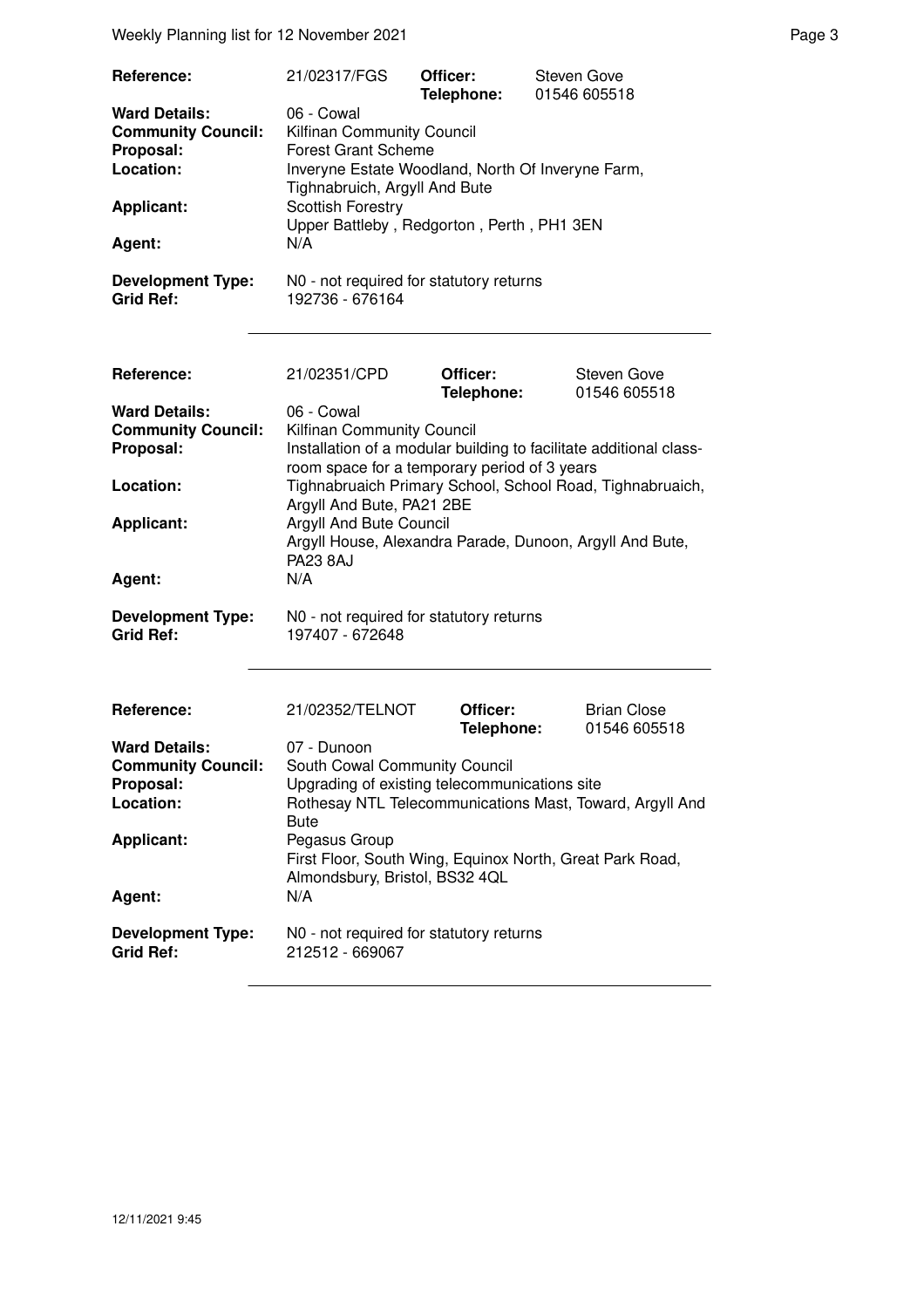| | | | |
|---|---|---|---|
| **Reference:** | 21/02317/FGS | **Officer:** **Telephone:** | Steven Gove 01546 605518 |
| **Ward Details:** | 06 - Cowal | | |
| **Community Council:** | Kilfinan Community Council | | |
| **Proposal:** | Forest Grant Scheme | | |
| **Location:** | Inveryne Estate Woodland, North Of Inveryne Farm, Tighnabruich, Argyll And Bute | | |
| **Applicant:** | Scottish Forestry Upper Battleby , Redgorton , Perth , PH1 3EN | | |
| **Agent:** | N/A | | |
| **Development Type:** | N0 - not required for statutory returns | | |
| **Grid Ref:** | 192736 - 676164 | | |

| | | | |
|---|---|---|---|
| **Reference:** | 21/02351/CPD | **Officer:** **Telephone:** | Steven Gove 01546 605518 |
| **Ward Details:** | 06 - Cowal | | |
| **Community Council:** | Kilfinan Community Council | | |
| **Proposal:** | Installation of a modular building to facilitate additional class-room space for a temporary period of 3 years | | |
| **Location:** | Tighnabruaich Primary School, School Road, Tighnabruaich, Argyll And Bute, PA21 2BE | | |
| **Applicant:** | Argyll And Bute Council Argyll House, Alexandra Parade, Dunoon, Argyll And Bute, PA23 8AJ | | |
| **Agent:** | N/A | | |
| **Development Type:** | N0 - not required for statutory returns | | |
| **Grid Ref:** | 197407 - 672648 | | |

| | | | |
|---|---|---|---|
| **Reference:** | 21/02352/TELNOT | **Officer:** **Telephone:** | Brian Close 01546 605518 |
| **Ward Details:** | 07 - Dunoon | | |
| **Community Council:** | South Cowal Community Council | | |
| **Proposal:** | Upgrading of existing telecommunications site | | |
| **Location:** | Rothesay NTL Telecommunications Mast, Toward, Argyll And Bute | | |
| **Applicant:** | Pegasus Group First Floor, South Wing, Equinox North, Great Park Road, Almondsbury, Bristol, BS32 4QL | | |
| **Agent:** | N/A | | |
| **Development Type:** | N0 - not required for statutory returns | | |
| **Grid Ref:** | 212512 - 669067 | | |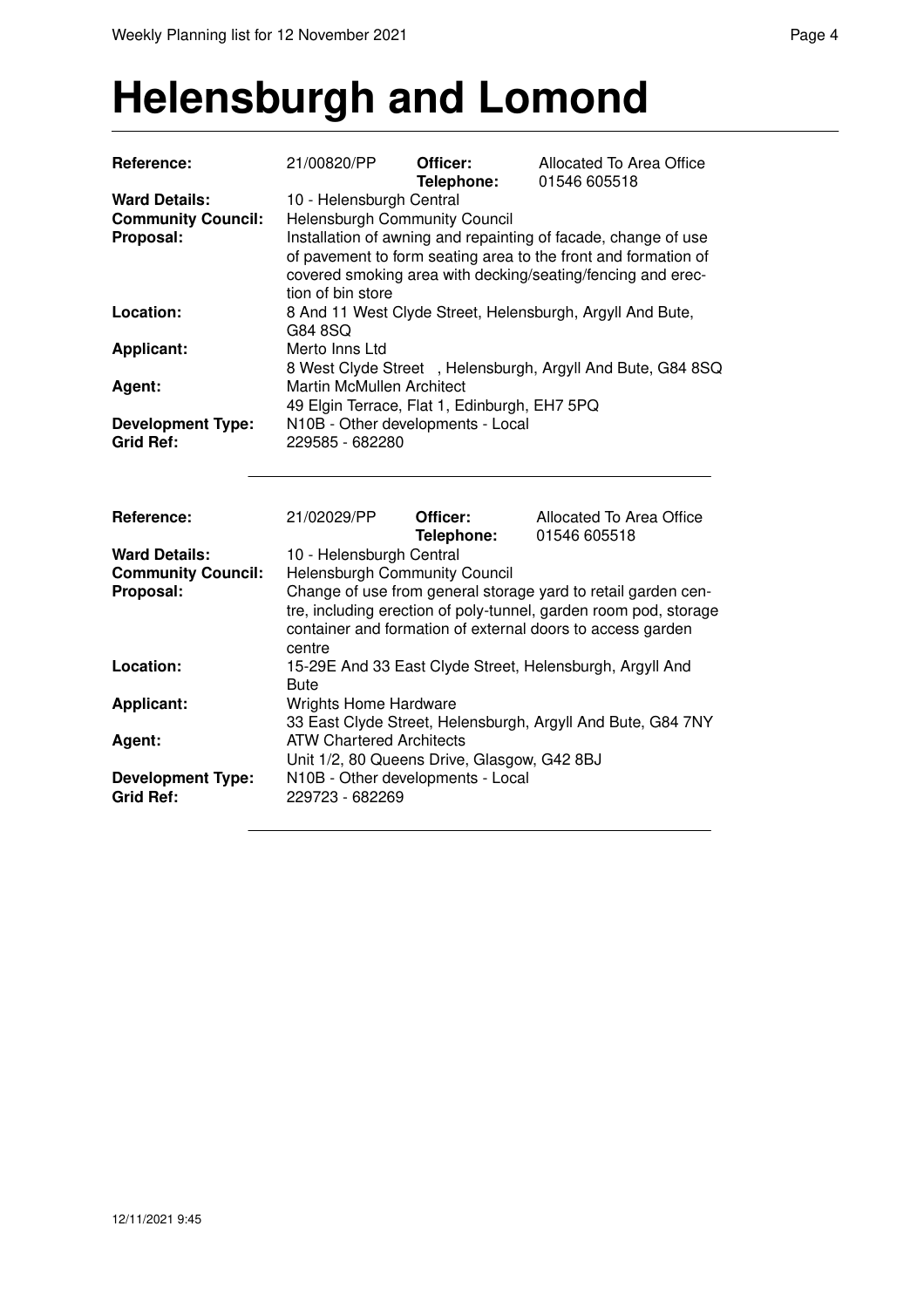# Helensburgh and Lomond

| | | | |
|---|---|---|---|
| **Reference:** | 21/00820/PP | **Officer:** **Telephone:** | Allocated To Area Office 01546 605518 |
| **Ward Details:** | 10 - Helensburgh Central | | |
| **Community Council:** | Helensburgh Community Council | | |
| **Proposal:** | Installation of awning and repainting of facade, change of use of pavement to form seating area to the front and formation of covered smoking area with decking/seating/fencing and erection of bin store | | |
| **Location:** | 8 And 11 West Clyde Street, Helensburgh, Argyll And Bute, G84 8SQ | | |
| **Applicant:** | Merto Inns Ltd 8 West Clyde Street , Helensburgh, Argyll And Bute, G84 8SQ | | |
| **Agent:** | Martin McMullen Architect 49 Elgin Terrace, Flat 1, Edinburgh, EH7 5PQ | | |
| **Development Type:** | N10B - Other developments - Local | | |
| **Grid Ref:** | 229585 - 682280 | | |

| | | | |
|---|---|---|---|
| **Reference:** | 21/02029/PP | **Officer:** **Telephone:** | Allocated To Area Office 01546 605518 |
| **Ward Details:** | 10 - Helensburgh Central | | |
| **Community Council:** | Helensburgh Community Council | | |
| **Proposal:** | Change of use from general storage yard to retail garden centre, including erection of poly-tunnel, garden room pod, storage container and formation of external doors to access garden centre | | |
| **Location:** | 15-29E And 33 East Clyde Street, Helensburgh, Argyll And Bute | | |
| **Applicant:** | Wrights Home Hardware 33 East Clyde Street, Helensburgh, Argyll And Bute, G84 7NY | | |
| **Agent:** | ATW Chartered Architects Unit 1/2, 80 Queens Drive, Glasgow, G42 8BJ | | |
| **Development Type:** | N10B - Other developments - Local | | |
| **Grid Ref:** | 229723 - 682269 | | |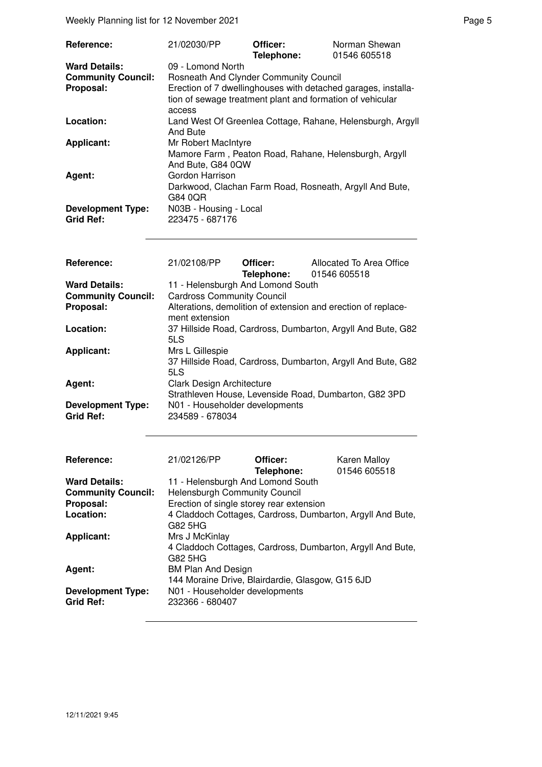| | | | |
|---|---|---|---|
| **Reference:** | 21/02030/PP | **Officer:** **Telephone:** | Norman Shewan 01546 605518 |
| **Ward Details:** | 09 - Lomond North | | |
| **Community Council:** | Rosneath And Clynder Community Council | | |
| **Proposal:** | Erection of 7 dwellinghouses with detached garages, installation of sewage treatment plant and formation of vehicular access | | |
| **Location:** | Land West Of Greenlea Cottage, Rahane, Helensburgh, Argyll And Bute | | |
| **Applicant:** | Mr Robert MacIntyre Mamore Farm , Peaton Road, Rahane, Helensburgh, Argyll And Bute, G84 0QW | | |
| **Agent:** | Gordon Harrison Darkwood, Clachan Farm Road, Rosneath, Argyll And Bute, G84 0QR | | |
| **Development Type:** | N03B - Housing - Local | | |
| **Grid Ref:** | 223475 - 687176 | | |

| | | | |
|---|---|---|---|
| **Reference:** | 21/02108/PP | **Officer:** **Telephone:** | Allocated To Area Office 01546 605518 |
| **Ward Details:** | 11 - Helensburgh And Lomond South | | |
| **Community Council:** | Cardross Community Council | | |
| **Proposal:** | Alterations, demolition of extension and erection of replacement extension | | |
| **Location:** | 37 Hillside Road, Cardross, Dumbarton, Argyll And Bute, G82 5LS | | |
| **Applicant:** | Mrs L Gillespie 37 Hillside Road, Cardross, Dumbarton, Argyll And Bute, G82 5LS | | |
| **Agent:** | Clark Design Architecture Strathleven House, Levenside Road, Dumbarton, G82 3PD | | |
| **Development Type:** | N01 - Householder developments | | |
| **Grid Ref:** | 234589 - 678034 | | |

| | | | |
|---|---|---|---|
| **Reference:** | 21/02126/PP | **Officer:** **Telephone:** | Karen Malloy 01546 605518 |
| **Ward Details:** | 11 - Helensburgh And Lomond South | | |
| **Community Council:** | Helensburgh Community Council | | |
| **Proposal:** | Erection of single storey rear extension | | |
| **Location:** | 4 Claddoch Cottages, Cardross, Dumbarton, Argyll And Bute, G82 5HG | | |
| **Applicant:** | Mrs J McKinlay 4 Claddoch Cottages, Cardross, Dumbarton, Argyll And Bute, G82 5HG | | |
| **Agent:** | BM Plan And Design 144 Moraine Drive, Blairdardie, Glasgow, G15 6JD | | |
| **Development Type:** | N01 - Householder developments | | |
| **Grid Ref:** | 232366 - 680407 | | |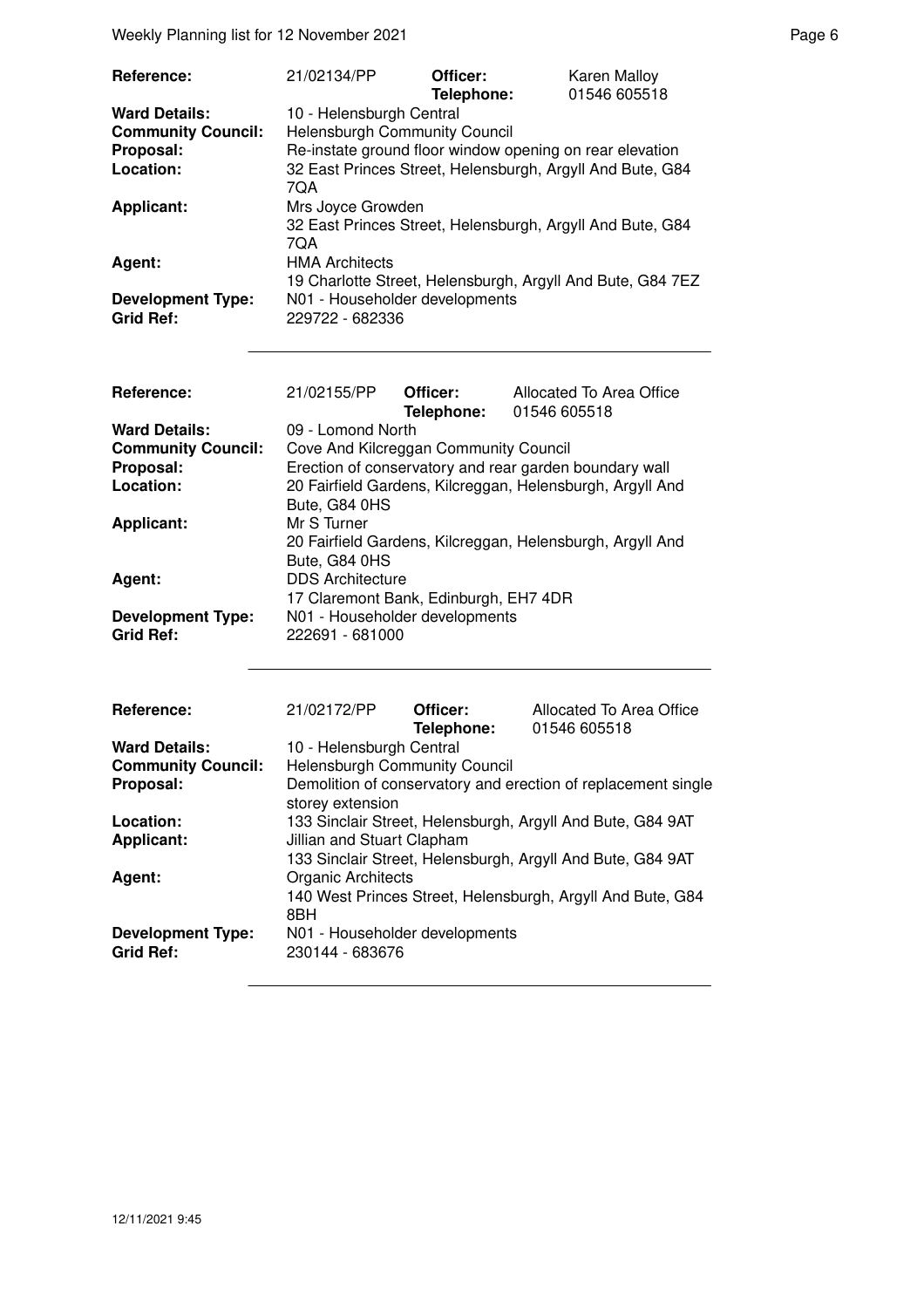| | | | |
|---|---|---|---|
| **Reference:** | 21/02134/PP | **Officer:**<br>**Telephone:** | Karen Malloy<br>01546 605518 |
| **Ward Details:** | 10 - Helensburgh Central | | |
| **Community Council:** | Helensburgh Community Council | | |
| **Proposal:** | Re-instate ground floor window opening on rear elevation | | |
| **Location:** | 32 East Princes Street, Helensburgh, Argyll And Bute, G84 7QA | | |
| **Applicant:** | Mrs Joyce Growden<br>32 East Princes Street, Helensburgh, Argyll And Bute, G84 7QA | | |
| **Agent:** | HMA Architects<br>19 Charlotte Street, Helensburgh, Argyll And Bute, G84 7EZ | | |
| **Development Type:** | N01 - Householder developments | | |
| **Grid Ref:** | 229722 - 682336 | | |

| | | | |
|---|---|---|---|
| **Reference:** | 21/02155/PP | **Officer:**<br>**Telephone:** | Allocated To Area Office<br>01546 605518 |
| **Ward Details:** | 09 - Lomond North | | |
| **Community Council:** | Cove And Kilcreggan Community Council | | |
| **Proposal:** | Erection of conservatory and rear garden boundary wall | | |
| **Location:** | 20 Fairfield Gardens, Kilcreggan, Helensburgh, Argyll And Bute, G84 0HS | | |
| **Applicant:** | Mr S Turner<br>20 Fairfield Gardens, Kilcreggan, Helensburgh, Argyll And Bute, G84 0HS | | |
| **Agent:** | DDS Architecture<br>17 Claremont Bank, Edinburgh, EH7 4DR | | |
| **Development Type:** | N01 - Householder developments | | |
| **Grid Ref:** | 222691 - 681000 | | |

| | | | |
|---|---|---|---|
| **Reference:** | 21/02172/PP | **Officer:**<br>**Telephone:** | Allocated To Area Office<br>01546 605518 |
| **Ward Details:** | 10 - Helensburgh Central | | |
| **Community Council:** | Helensburgh Community Council | | |
| **Proposal:** | Demolition of conservatory and erection of replacement single storey extension | | |
| **Location:** | 133 Sinclair Street, Helensburgh, Argyll And Bute, G84 9AT | | |
| **Applicant:** | Jillian and Stuart Clapham<br>133 Sinclair Street, Helensburgh, Argyll And Bute, G84 9AT | | |
| **Agent:** | Organic Architects<br>140 West Princes Street, Helensburgh, Argyll And Bute, G84 8BH | | |
| **Development Type:** | N01 - Householder developments | | |
| **Grid Ref:** | 230144 - 683676 | | |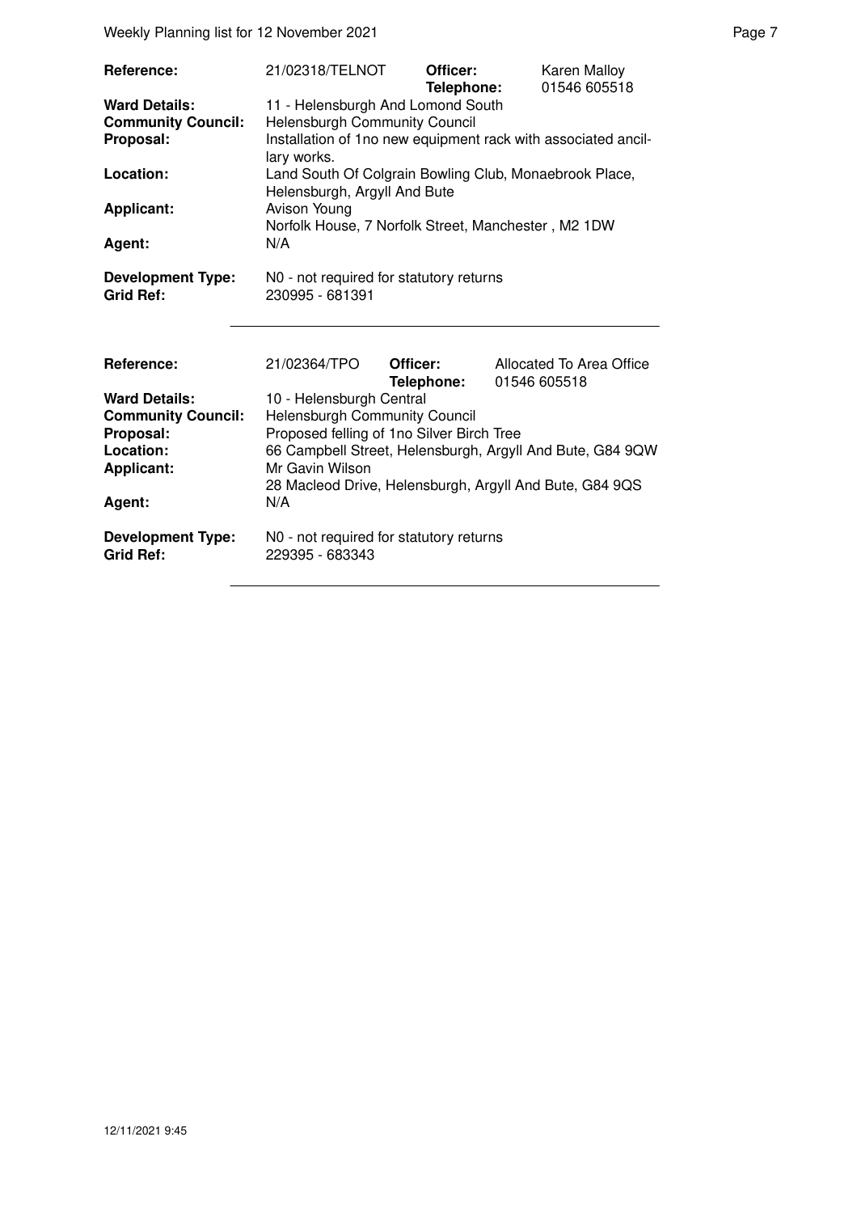| | | | |
|---|---|---|---|
| **Reference:** | 21/02318/TELNOT | **Officer:** **Telephone:** | Karen Malloy 01546 605518 |
| **Ward Details:** | 11 - Helensburgh And Lomond South | | |
| **Community Council:** | Helensburgh Community Council | | |
| **Proposal:** | Installation of 1no new equipment rack with associated ancillary works. | | |
| **Location:** | Land South Of Colgrain Bowling Club, Monaebrook Place, Helensburgh, Argyll And Bute | | |
| **Applicant:** | Avison Young Norfolk House, 7 Norfolk Street, Manchester , M2 1DW | | |
| **Agent:** | N/A | | |
| **Development Type:** | N0 - not required for statutory returns | | |
| **Grid Ref:** | 230995 - 681391 | | |

| | | | |
|---|---|---|---|
| **Reference:** | 21/02364/TPO | **Officer:** **Telephone:** | Allocated To Area Office 01546 605518 |
| **Ward Details:** | 10 - Helensburgh Central | | |
| **Community Council:** | Helensburgh Community Council | | |
| **Proposal:** | Proposed felling of 1no Silver Birch Tree | | |
| **Location:** | 66 Campbell Street, Helensburgh, Argyll And Bute, G84 9QW | | |
| **Applicant:** | Mr Gavin Wilson 28 Macleod Drive, Helensburgh, Argyll And Bute, G84 9QS | | |
| **Agent:** | N/A | | |
| **Development Type:** | N0 - not required for statutory returns | | |
| **Grid Ref:** | 229395 - 683343 | | |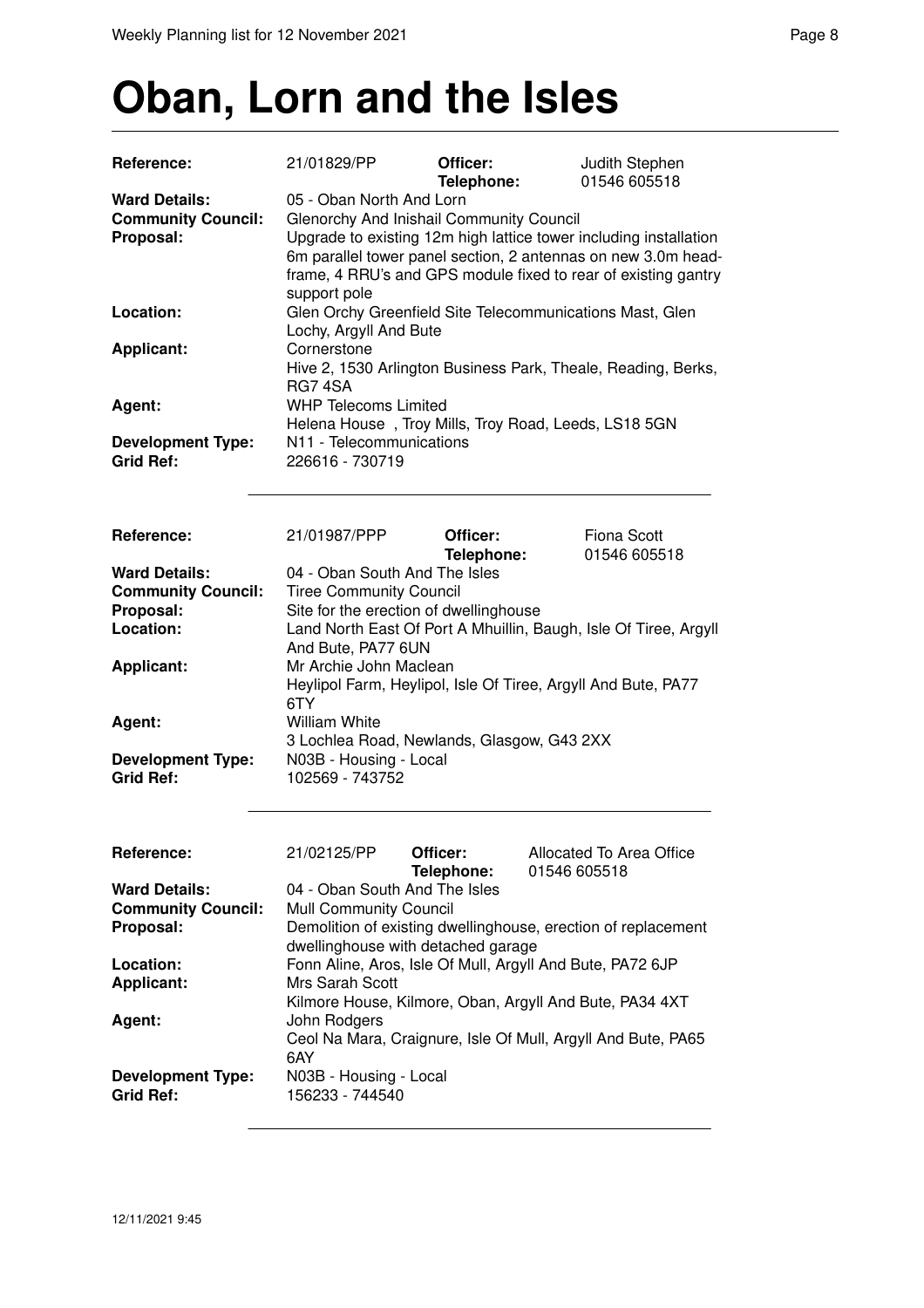# Oban, Lorn and the Isles

| | | | |
|---|---|---|---|
| **Reference:** | 21/01829/PP | **Officer:** **Telephone:** | Judith Stephen 01546 605518 |
| **Ward Details:** | 05 - Oban North And Lorn | | |
| **Community Council:** | Glenorchy And Inishail Community Council | | |
| **Proposal:** | Upgrade to existing 12m high lattice tower including installation 6m parallel tower panel section, 2 antennas on new 3.0m head-frame, 4 RRU's and GPS module fixed to rear of existing gantry support pole | | |
| **Location:** | Glen Orchy Greenfield Site Telecommunications Mast, Glen Lochy, Argyll And Bute | | |
| **Applicant:** | Cornerstone Hive 2, 1530 Arlington Business Park, Theale, Reading, Berks, RG7 4SA | | |
| **Agent:** | WHP Telecoms Limited Helena House , Troy Mills, Troy Road, Leeds, LS18 5GN | | |
| **Development Type:** | N11 - Telecommunications | | |
| **Grid Ref:** | 226616 - 730719 | | |

---

| | | | |
|---|---|---|---|
| **Reference:** | 21/01987/PPP | **Officer:** **Telephone:** | Fiona Scott 01546 605518 |
| **Ward Details:** | 04 - Oban South And The Isles | | |
| **Community Council:** | Tiree Community Council | | |
| **Proposal:** | Site for the erection of dwellinghouse | | |
| **Location:** | Land North East Of Port A Mhuillin, Baugh, Isle Of Tiree, Argyll And Bute, PA77 6UN | | |
| **Applicant:** | Mr Archie John Maclean Heylipol Farm, Heylipol, Isle Of Tiree, Argyll And Bute, PA77 6TY | | |
| **Agent:** | William White 3 Lochlea Road, Newlands, Glasgow, G43 2XX | | |
| **Development Type:** | N03B - Housing - Local | | |
| **Grid Ref:** | 102569 - 743752 | | |

---

| | | | |
|---|---|---|---|
| **Reference:** | 21/02125/PP | **Officer:** **Telephone:** | Allocated To Area Office 01546 605518 |
| **Ward Details:** | 04 - Oban South And The Isles | | |
| **Community Council:** | Mull Community Council | | |
| **Proposal:** | Demolition of existing dwellinghouse, erection of replacement dwellinghouse with detached garage | | |
| **Location:** | Fonn Aline, Aros, Isle Of Mull, Argyll And Bute, PA72 6JP | | |
| **Applicant:** | Mrs Sarah Scott Kilmore House, Kilmore, Oban, Argyll And Bute, PA34 4XT | | |
| **Agent:** | John Rodgers Ceol Na Mara, Craignure, Isle Of Mull, Argyll And Bute, PA65 6AY | | |
| **Development Type:** | N03B - Housing - Local | | |
| **Grid Ref:** | 156233 - 744540 | | |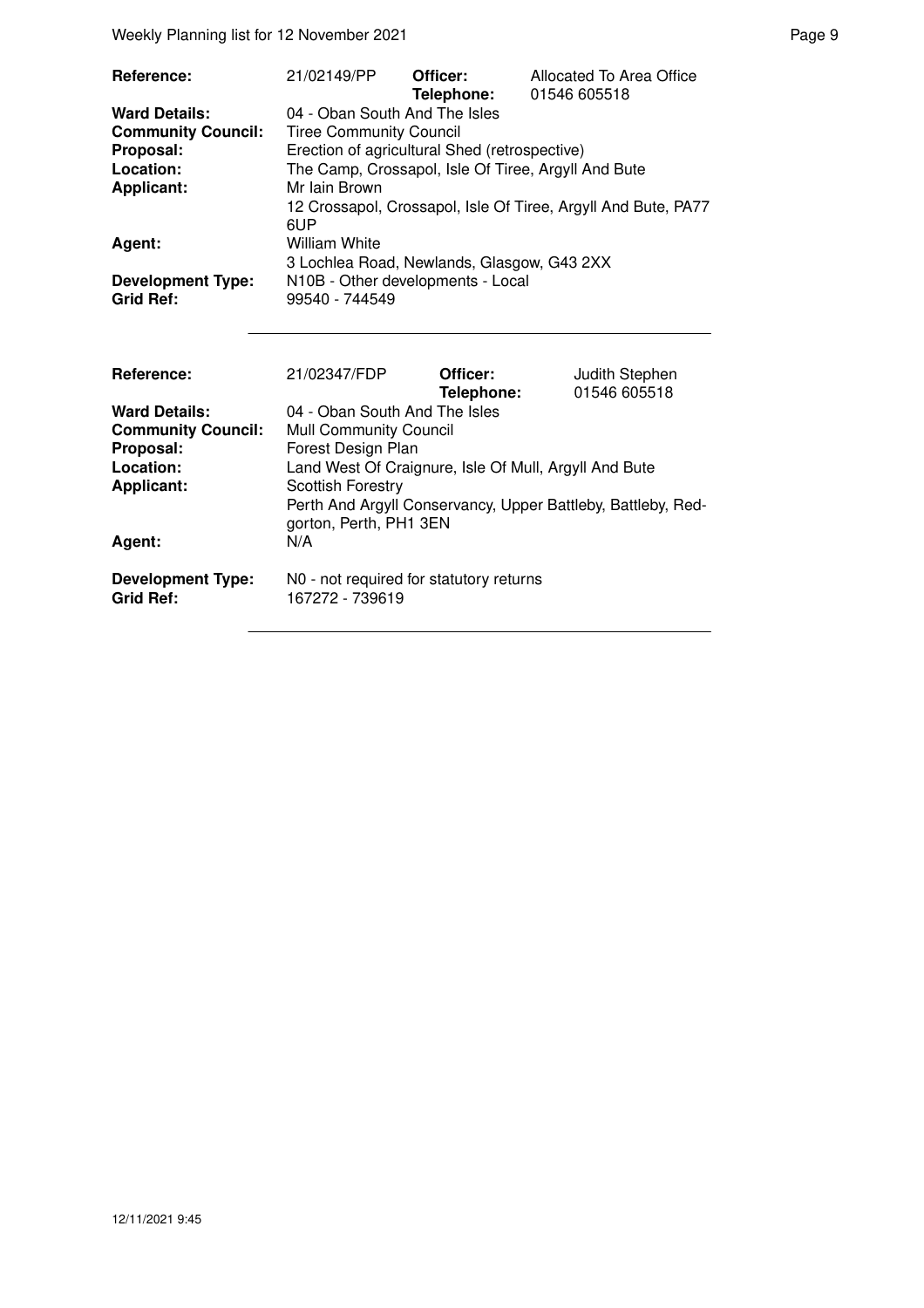| | | | |
|---|---|---|---|
| **Reference:** | 21/02149/PP | **Officer:** **Telephone:** | Allocated To Area Office 01546 605518 |
| **Ward Details:** | 04 - Oban South And The Isles | | |
| **Community Council:** | Tiree Community Council | | |
| **Proposal:** | Erection of agricultural Shed (retrospective) | | |
| **Location:** | The Camp, Crossapol, Isle Of Tiree, Argyll And Bute | | |
| **Applicant:** | Mr Iain Brown<br>12 Crossapol, Crossapol, Isle Of Tiree, Argyll And Bute, PA77 6UP | | |
| **Agent:** | William White<br>3 Lochlea Road, Newlands, Glasgow, G43 2XX | | |
| **Development Type:** | N10B - Other developments - Local | | |
| **Grid Ref:** | 99540 - 744549 | | |

| | | | |
|---|---|---|---|
| **Reference:** | 21/02347/FDP | **Officer:** **Telephone:** | Judith Stephen 01546 605518 |
| **Ward Details:** | 04 - Oban South And The Isles | | |
| **Community Council:** | Mull Community Council | | |
| **Proposal:** | Forest Design Plan | | |
| **Location:** | Land West Of Craignure, Isle Of Mull, Argyll And Bute | | |
| **Applicant:** | Scottish Forestry<br>Perth And Argyll Conservancy, Upper Battleby, Battleby, Redgorton, Perth, PH1 3EN | | |
| **Agent:** | N/A | | |
| **Development Type:** | N0 - not required for statutory returns | | |
| **Grid Ref:** | 167272 - 739619 | | |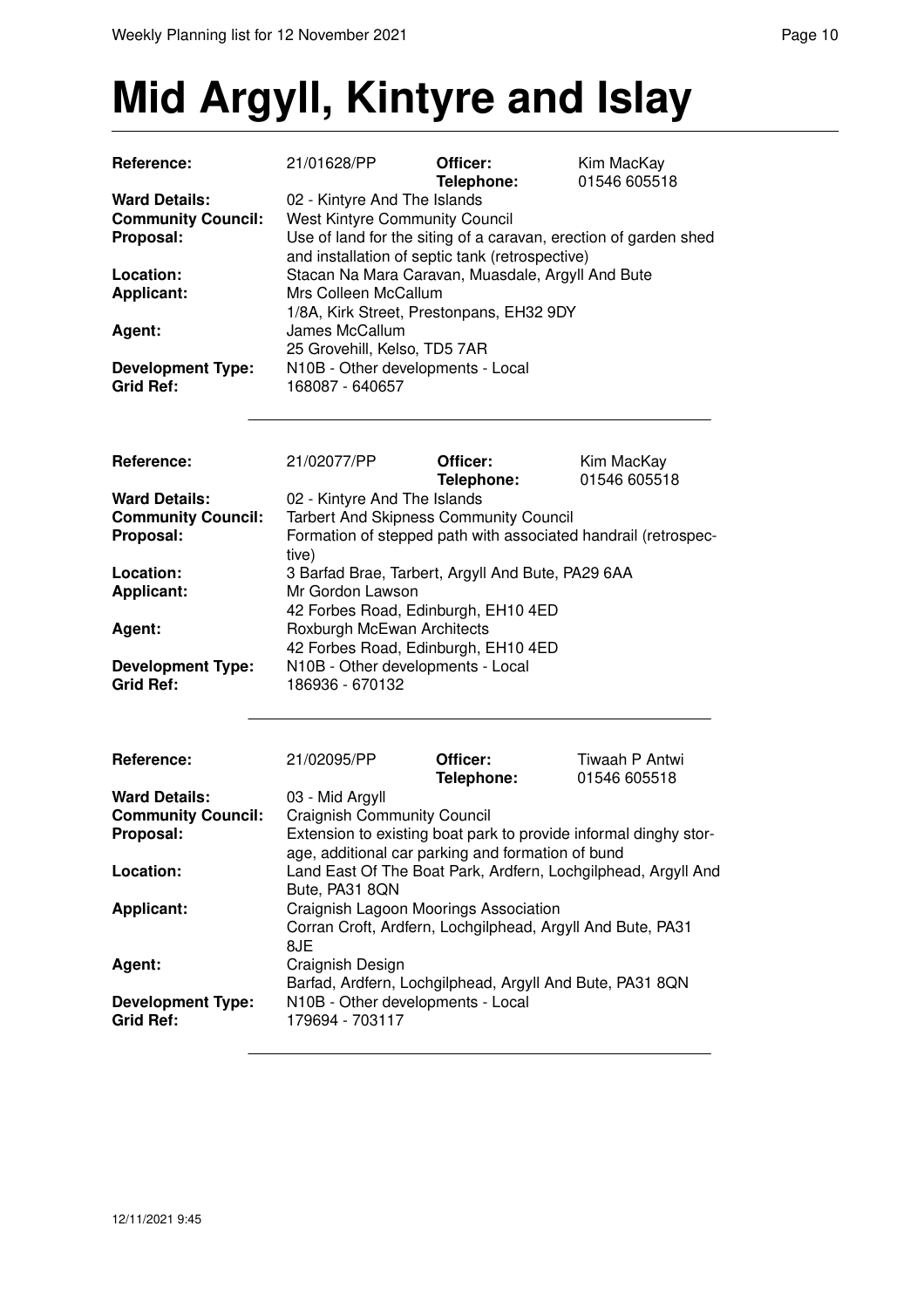# Mid Argyll, Kintyre and Islay

| | | | |
|---|---|---|---|
| **Reference:** | 21/01628/PP | **Officer:** **Telephone:** | Kim MacKay 01546 605518 |
| **Ward Details:** | 02 - Kintyre And The Islands | | |
| **Community Council:** | West Kintyre Community Council | | |
| **Proposal:** | Use of land for the siting of a caravan, erection of garden shed and installation of septic tank (retrospective) | | |
| **Location:** | Stacan Na Mara Caravan, Muasdale, Argyll And Bute | | |
| **Applicant:** | Mrs Colleen McCallum 1/8A, Kirk Street, Prestonpans, EH32 9DY | | |
| **Agent:** | James McCallum 25 Grovehill, Kelso, TD5 7AR | | |
| **Development Type:** | N10B - Other developments - Local | | |
| **Grid Ref:** | 168087 - 640657 | | |

| | | | |
|---|---|---|---|
| **Reference:** | 21/02077/PP | **Officer:** **Telephone:** | Kim MacKay 01546 605518 |
| **Ward Details:** | 02 - Kintyre And The Islands | | |
| **Community Council:** | Tarbert And Skipness Community Council | | |
| **Proposal:** | Formation of stepped path with associated handrail (retrospective) | | |
| **Location:** | 3 Barfad Brae, Tarbert, Argyll And Bute, PA29 6AA | | |
| **Applicant:** | Mr Gordon Lawson 42 Forbes Road, Edinburgh, EH10 4ED | | |
| **Agent:** | Roxburgh McEwan Architects 42 Forbes Road, Edinburgh, EH10 4ED | | |
| **Development Type:** | N10B - Other developments - Local | | |
| **Grid Ref:** | 186936 - 670132 | | |

| | | | |
|---|---|---|---|
| **Reference:** | 21/02095/PP | **Officer:** **Telephone:** | Tiwaah P Antwi 01546 605518 |
| **Ward Details:** | 03 - Mid Argyll | | |
| **Community Council:** | Craignish Community Council | | |
| **Proposal:** | Extension to existing boat park to provide informal dinghy storage, additional car parking and formation of bund | | |
| **Location:** | Land East Of The Boat Park, Ardfern, Lochgilphead, Argyll And Bute, PA31 8QN | | |
| **Applicant:** | Craignish Lagoon Moorings Association Corran Croft, Ardfern, Lochgilphead, Argyll And Bute, PA31 8JE | | |
| **Agent:** | Craignish Design Barfad, Ardfern, Lochgilphead, Argyll And Bute, PA31 8QN | | |
| **Development Type:** | N10B - Other developments - Local | | |
| **Grid Ref:** | 179694 - 703117 | | |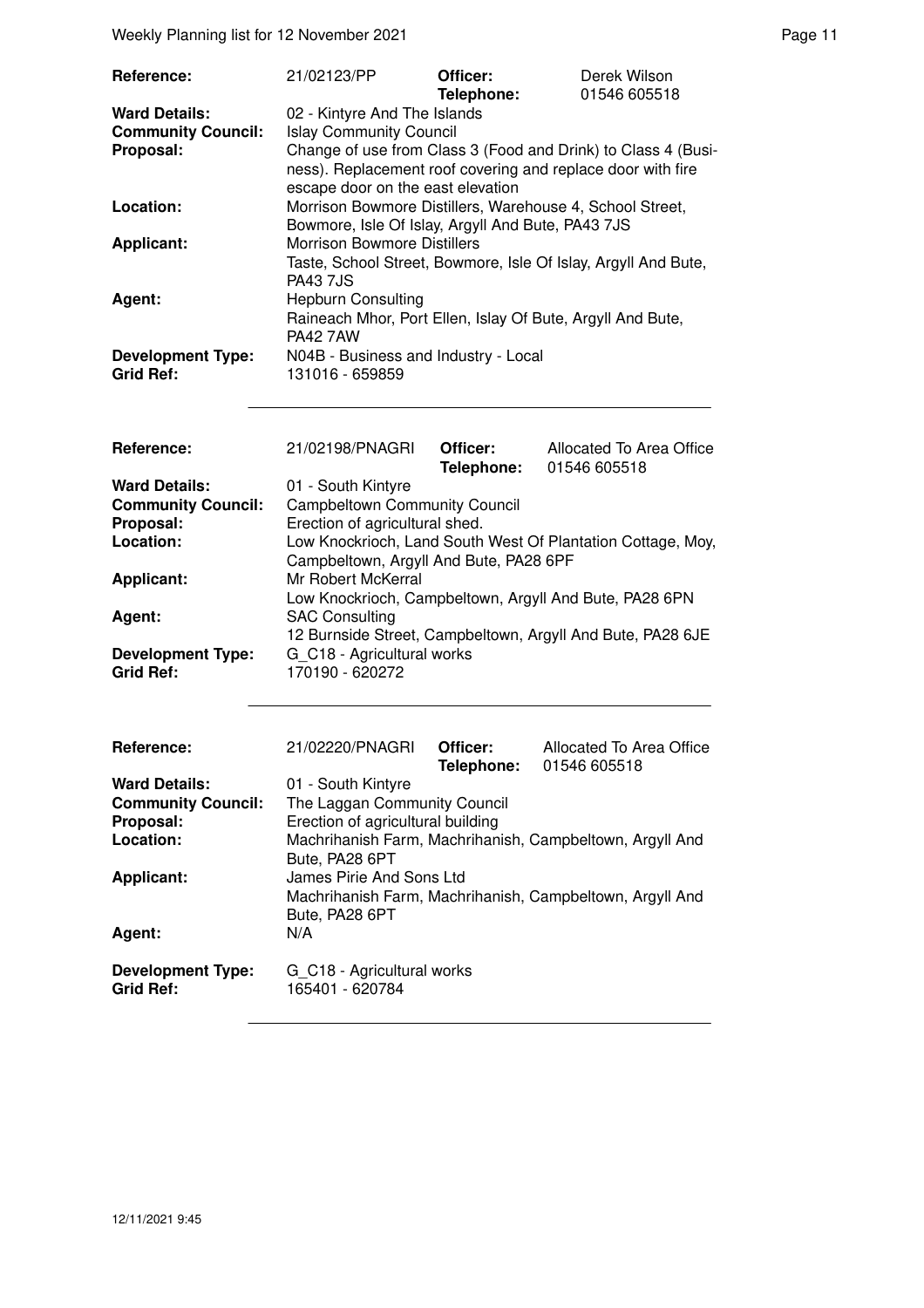| | | | |
|---|---|---|---|
| **Reference:** | 21/02123/PP | **Officer:** **Telephone:** | Derek Wilson 01546 605518 |
| **Ward Details:** | 02 - Kintyre And The Islands | | |
| **Community Council:** | Islay Community Council | | |
| **Proposal:** | Change of use from Class 3 (Food and Drink) to Class 4 (Business). Replacement roof covering and replace door with fire escape door on the east elevation | | |
| **Location:** | Morrison Bowmore Distillers, Warehouse 4, School Street, Bowmore, Isle Of Islay, Argyll And Bute, PA43 7JS | | |
| **Applicant:** | Morrison Bowmore Distillers Taste, School Street, Bowmore, Isle Of Islay, Argyll And Bute, PA43 7JS | | |
| **Agent:** | Hepburn Consulting Raineach Mhor, Port Ellen, Islay Of Bute, Argyll And Bute, PA42 7AW | | |
| **Development Type:** | N04B - Business and Industry - Local | | |
| **Grid Ref:** | 131016 - 659859 | | |

| | | | |
|---|---|---|---|
| **Reference:** | 21/02198/PNAGRI | **Officer:** **Telephone:** | Allocated To Area Office 01546 605518 |
| **Ward Details:** | 01 - South Kintyre | | |
| **Community Council:** | Campbeltown Community Council | | |
| **Proposal:** | Erection of agricultural shed. | | |
| **Location:** | Low Knockrioch, Land South West Of Plantation Cottage, Moy, Campbeltown, Argyll And Bute, PA28 6PF | | |
| **Applicant:** | Mr Robert McKerral Low Knockrioch, Campbeltown, Argyll And Bute, PA28 6PN | | |
| **Agent:** | SAC Consulting 12 Burnside Street, Campbeltown, Argyll And Bute, PA28 6JE | | |
| **Development Type:** | G_C18 - Agricultural works | | |
| **Grid Ref:** | 170190 - 620272 | | |

| | | | |
|---|---|---|---|
| **Reference:** | 21/02220/PNAGRI | **Officer:** **Telephone:** | Allocated To Area Office 01546 605518 |
| **Ward Details:** | 01 - South Kintyre | | |
| **Community Council:** | The Laggan Community Council | | |
| **Proposal:** | Erection of agricultural building | | |
| **Location:** | Machrihanish Farm, Machrihanish, Campbeltown, Argyll And Bute, PA28 6PT | | |
| **Applicant:** | James Pirie And Sons Ltd Machrihanish Farm, Machrihanish, Campbeltown, Argyll And Bute, PA28 6PT | | |
| **Agent:** | N/A | | |
| **Development Type:** | G_C18 - Agricultural works | | |
| **Grid Ref:** | 165401 - 620784 | | |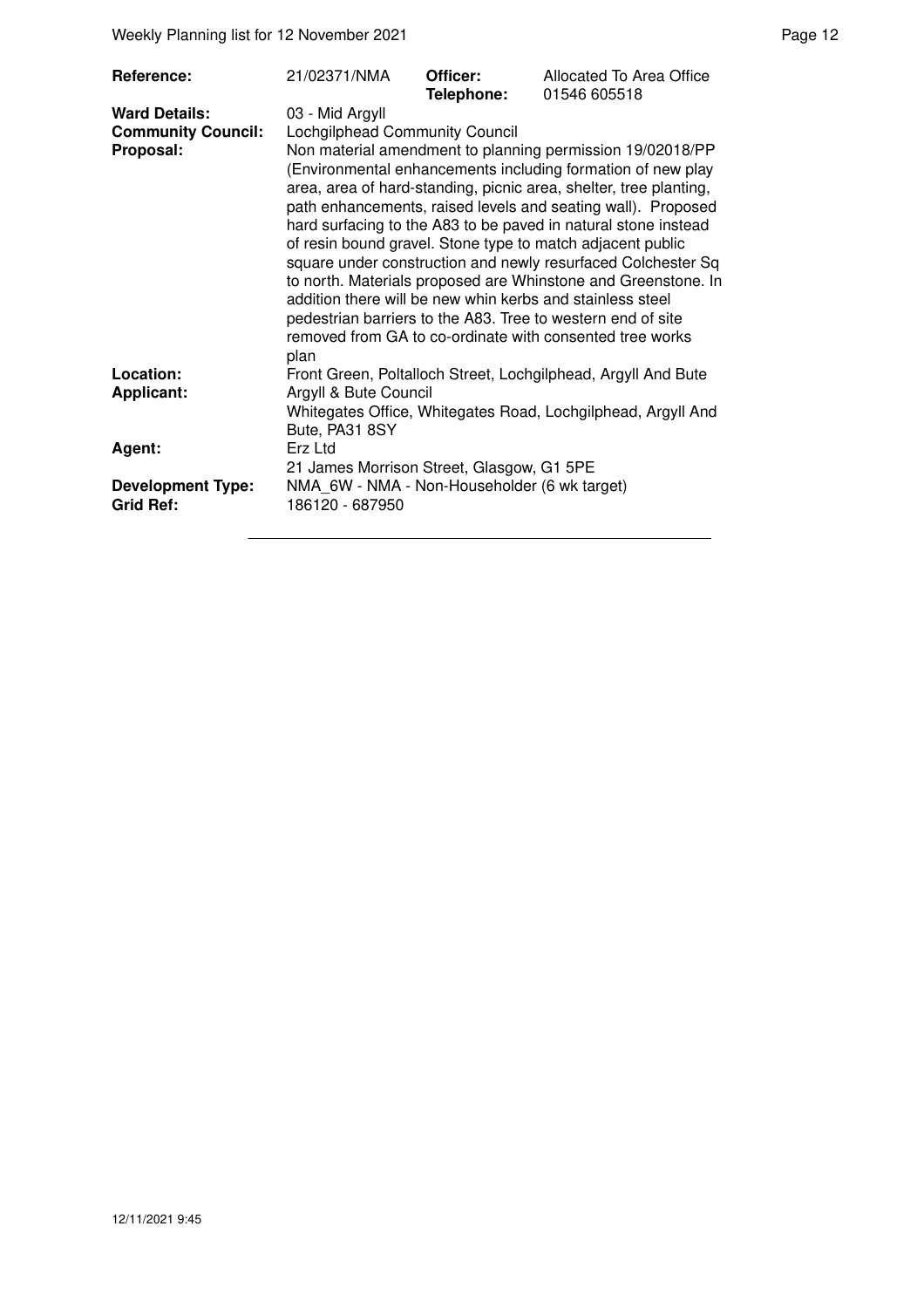| | | | |
|---|---|---|---|
| **Reference:** | 21/02371/NMA | **Officer:** **Telephone:** | Allocated To Area Office 01546 605518 |
| **Ward Details:** | 03 - Mid Argyll | | |
| **Community Council:** | Lochgilphead Community Council | | |
| **Proposal:** | Non material amendment to planning permission 19/02018/PP (Environmental enhancements including formation of new play area, area of hard-standing, picnic area, shelter, tree planting, path enhancements, raised levels and seating wall). Proposed hard surfacing to the A83 to be paved in natural stone instead of resin bound gravel. Stone type to match adjacent public square under construction and newly resurfaced Colchester Sq to north. Materials proposed are Whinstone and Greenstone. In addition there will be new whin kerbs and stainless steel pedestrian barriers to the A83. Tree to western end of site removed from GA to co-ordinate with consented tree works plan | | |
| **Location:** | Front Green, Poltalloch Street, Lochgilphead, Argyll And Bute | | |
| **Applicant:** | Argyll & Bute Council Whitegates Office, Whitegates Road, Lochgilphead, Argyll And Bute, PA31 8SY | | |
| **Agent:** | Erz Ltd 21 James Morrison Street, Glasgow, G1 5PE | | |
| **Development Type:** | NMA_6W - NMA - Non-Householder (6 wk target) | | |
| **Grid Ref:** | 186120 - 687950 | | |